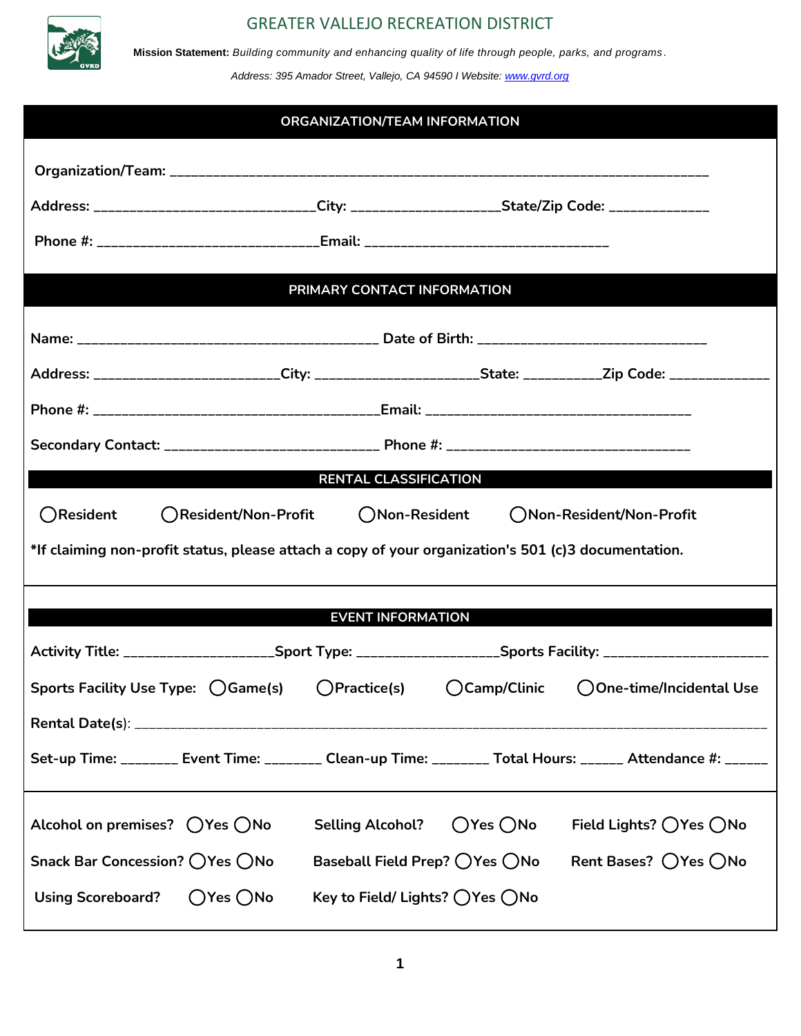# GREATER VALLEJO RECREATION DISTRICT

**Mission Statement:** *Building community and enhancing quality of life through people, parks, and programs.*

*Address: 395 Amador Street, Vallejo, CA 94590 I Website: www.gvrd.org*

## ORGANIZATION/TEAM INFORMATION

**Organization/Team:** ______________________________________________________________________________

**Address:** ______________________________**City:** ___________________**State/Zip Code:** _____________

**Phone #:** _____________________________**Email:** ________________________________

## PRIMARY CONTACT INFORMATION

**Name:** _________________________________________ **Date of Birth:** ______________________________

**Address:** ________________________**City:** _____________________**State:** __________**Zip Code:** _____________

**Phone #:** ______________________________________**Email:** ___________________________________

**Secondary Contact:** ____________________________ **Phone #:** ________________________________

## RENTAL CLASSIFICATION

◯ **Resident** ◯ **Resident/Non-Profit** ◯ **Non-Resident** ◯ **Non-Resident/Non-Profit**

**\*If claiming non-profit status, please attach a copy of your organization's 501 (c)3 documentation.**

## EVENT INFORMATION

**Activity Title:** ___________________**Sport Type:** __________________**Sports Facility:** ______________________

**Sports Facility Use Type:** ◯ **Game(s)** ◯ **Practice(s)** ◯ **Camp/Clinic** ◯ **One-time/Incidental Use**

**Rental Date(s):** ________________________________________________________________________________

**Set-up Time:** _______ **Event Time:** _______ **Clean-up Time:** _______ **Total Hours:** _____ **Attendance #:** _____

**Alcohol on premises?** ◯ **Yes** ◯ **No** **Selling Alcohol?** ◯ **Yes** ◯ **No** **Field Lights?** ◯ **Yes** ◯ **No**

**Snack Bar Concession?** ◯ **Yes** ◯ **No** **Baseball Field Prep?** ◯ **Yes** ◯ **No** **Rent Bases?** ◯ **Yes** ◯ **No**

**Using Scoreboard?** ◯ **Yes** ◯ **No** **Key to Field/ Lights?** ◯ **Yes** ◯ **No**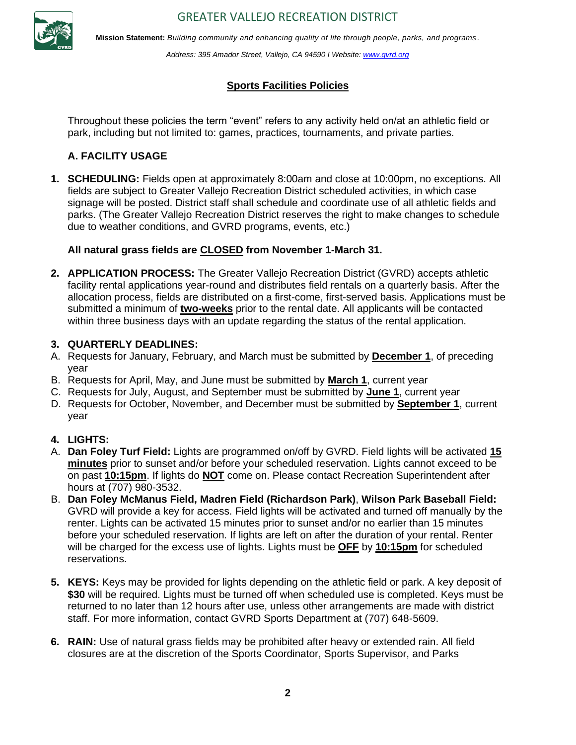# GREATER VALLEJO RECREATION DISTRICT

**Mission Statement:** *Building community and enhancing quality of life through people, parks, and programs.*

*Address: 395 Amador Street, Vallejo, CA 94590 I Website: www.gvrd.org*

## Sports Facilities Policies

Throughout these policies the term "event" refers to any activity held on/at an athletic field or park, including but not limited to: games, practices, tournaments, and private parties.

### A. FACILITY USAGE

1. **SCHEDULING:** Fields open at approximately 8:00am and close at 10:00pm, no exceptions. All fields are subject to Greater Vallejo Recreation District scheduled activities, in which case signage will be posted. District staff shall schedule and coordinate use of all athletic fields and parks. (The Greater Vallejo Recreation District reserves the right to make changes to schedule due to weather conditions, and GVRD programs, events, etc.)

   **All natural grass fields are CLOSED from November 1-March 31.**

2. **APPLICATION PROCESS:** The Greater Vallejo Recreation District (GVRD) accepts athletic facility rental applications year-round and distributes field rentals on a quarterly basis. After the allocation process, fields are distributed on a first-come, first-served basis. Applications must be submitted a minimum of **two-weeks** prior to the rental date. All applicants will be contacted within three business days with an update regarding the status of the rental application.

3. **QUARTERLY DEADLINES:**

   A. Requests for January, February, and March must be submitted by **December 1**, of preceding year

   B. Requests for April, May, and June must be submitted by **March 1**, current year

   C. Requests for July, August, and September must be submitted by **June 1**, current year

   D. Requests for October, November, and December must be submitted by **September 1**, current year

4. **LIGHTS:**

   A. **Dan Foley Turf Field:** Lights are programmed on/off by GVRD. Field lights will be activated **15 minutes** prior to sunset and/or before your scheduled reservation. Lights cannot exceed to be on past **10:15pm**. If lights do **NOT** come on. Please contact Recreation Superintendent after hours at (707) 980-3532.

   B. **Dan Foley McManus Field, Madren Field (Richardson Park)**, **Wilson Park Baseball Field:** GVRD will provide a key for access. Field lights will be activated and turned off manually by the renter. Lights can be activated 15 minutes prior to sunset and/or no earlier than 15 minutes before your scheduled reservation. If lights are left on after the duration of your rental. Renter will be charged for the excess use of lights. Lights must be **OFF** by **10:15pm** for scheduled reservations.

5. **KEYS:** Keys may be provided for lights depending on the athletic field or park. A key deposit of **$30** will be required. Lights must be turned off when scheduled use is completed. Keys must be returned to no later than 12 hours after use, unless other arrangements are made with district staff. For more information, contact GVRD Sports Department at (707) 648-5609.

6. **RAIN:** Use of natural grass fields may be prohibited after heavy or extended rain. All field closures are at the discretion of the Sports Coordinator, Sports Supervisor, and Parks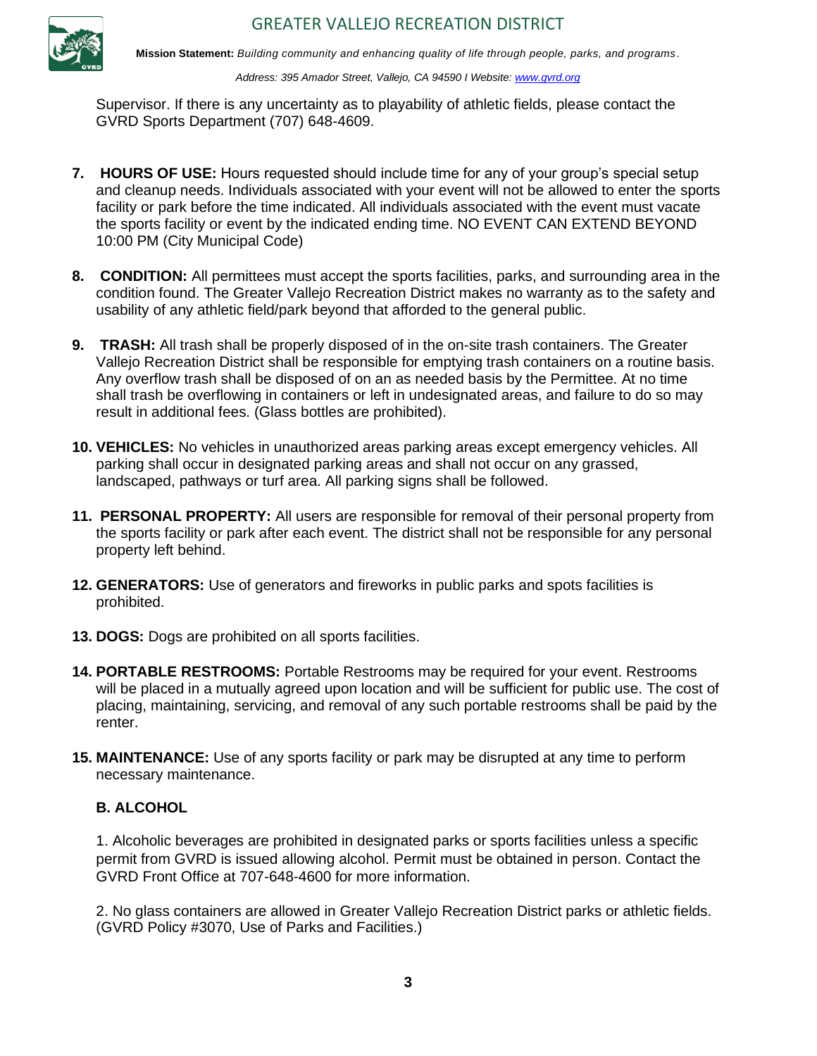Supervisor. If there is any uncertainty as to playability of athletic fields, please contact the GVRD Sports Department (707) 648-4609.

7. **HOURS OF USE:** Hours requested should include time for any of your group's special setup and cleanup needs. Individuals associated with your event will not be allowed to enter the sports facility or park before the time indicated. All individuals associated with the event must vacate the sports facility or event by the indicated ending time. NO EVENT CAN EXTEND BEYOND 10:00 PM (City Municipal Code)

8. **CONDITION:** All permittees must accept the sports facilities, parks, and surrounding area in the condition found. The Greater Vallejo Recreation District makes no warranty as to the safety and usability of any athletic field/park beyond that afforded to the general public.

9. **TRASH:** All trash shall be properly disposed of in the on-site trash containers. The Greater Vallejo Recreation District shall be responsible for emptying trash containers on a routine basis. Any overflow trash shall be disposed of on an as needed basis by the Permittee. At no time shall trash be overflowing in containers or left in undesignated areas, and failure to do so may result in additional fees. (Glass bottles are prohibited).

10. **VEHICLES:** No vehicles in unauthorized areas parking areas except emergency vehicles. All parking shall occur in designated parking areas and shall not occur on any grassed, landscaped, pathways or turf area. All parking signs shall be followed.

11. **PERSONAL PROPERTY:** All users are responsible for removal of their personal property from the sports facility or park after each event. The district shall not be responsible for any personal property left behind.

12. **GENERATORS:** Use of generators and fireworks in public parks and spots facilities is prohibited.

13. **DOGS:** Dogs are prohibited on all sports facilities.

14. **PORTABLE RESTROOMS:** Portable Restrooms may be required for your event. Restrooms will be placed in a mutually agreed upon location and will be sufficient for public use. The cost of placing, maintaining, servicing, and removal of any such portable restrooms shall be paid by the renter.

15. **MAINTENANCE:** Use of any sports facility or park may be disrupted at any time to perform necessary maintenance.

### B. ALCOHOL

1. Alcoholic beverages are prohibited in designated parks or sports facilities unless a specific permit from GVRD is issued allowing alcohol. Permit must be obtained in person. Contact the GVRD Front Office at 707-648-4600 for more information.

2. No glass containers are allowed in Greater Vallejo Recreation District parks or athletic fields. (GVRD Policy #3070, Use of Parks and Facilities.)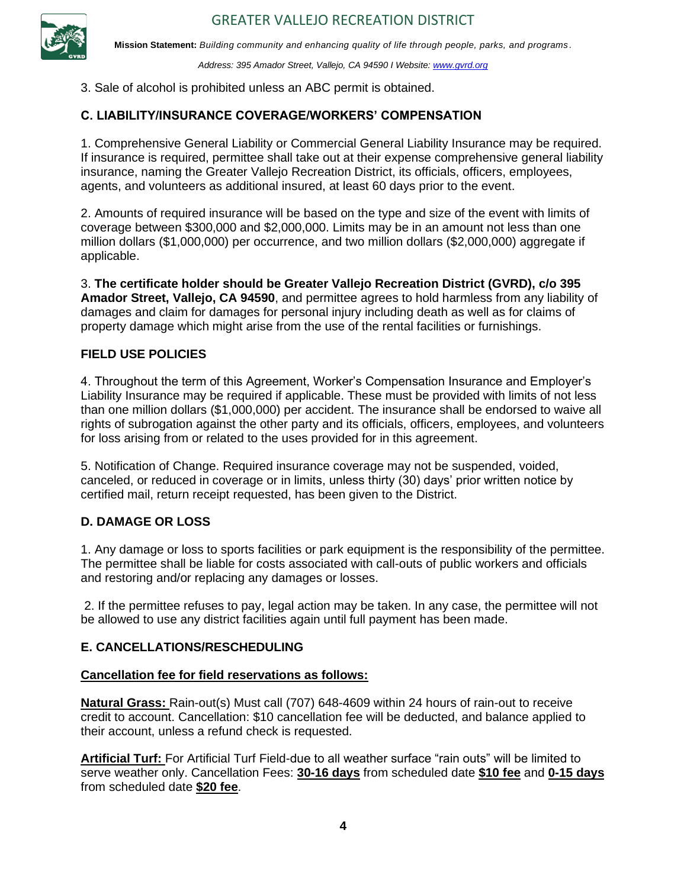3. Sale of alcohol is prohibited unless an ABC permit is obtained.

### C. LIABILITY/INSURANCE COVERAGE/WORKERS' COMPENSATION

1. Comprehensive General Liability or Commercial General Liability Insurance may be required. If insurance is required, permittee shall take out at their expense comprehensive general liability insurance, naming the Greater Vallejo Recreation District, its officials, officers, employees, agents, and volunteers as additional insured, at least 60 days prior to the event.

2. Amounts of required insurance will be based on the type and size of the event with limits of coverage between $300,000 and $2,000,000. Limits may be in an amount not less than one million dollars ($1,000,000) per occurrence, and two million dollars ($2,000,000) aggregate if applicable.

3. **The certificate holder should be Greater Vallejo Recreation District (GVRD), c/o 395 Amador Street, Vallejo, CA 94590**, and permittee agrees to hold harmless from any liability of damages and claim for damages for personal injury including death as well as for claims of property damage which might arise from the use of the rental facilities or furnishings.

### FIELD USE POLICIES

4. Throughout the term of this Agreement, Worker's Compensation Insurance and Employer's Liability Insurance may be required if applicable. These must be provided with limits of not less than one million dollars ($1,000,000) per accident. The insurance shall be endorsed to waive all rights of subrogation against the other party and its officials, officers, employees, and volunteers for loss arising from or related to the uses provided for in this agreement.

5. Notification of Change. Required insurance coverage may not be suspended, voided, canceled, or reduced in coverage or in limits, unless thirty (30) days' prior written notice by certified mail, return receipt requested, has been given to the District.

### D. DAMAGE OR LOSS

1. Any damage or loss to sports facilities or park equipment is the responsibility of the permittee. The permittee shall be liable for costs associated with call-outs of public workers and officials and restoring and/or replacing any damages or losses.

2. If the permittee refuses to pay, legal action may be taken. In any case, the permittee will not be allowed to use any district facilities again until full payment has been made.

### E. CANCELLATIONS/RESCHEDULING

**Cancellation fee for field reservations as follows:**

**Natural Grass:** Rain-out(s) Must call (707) 648-4609 within 24 hours of rain-out to receive credit to account. Cancellation: $10 cancellation fee will be deducted, and balance applied to their account, unless a refund check is requested.

**Artificial Turf:** For Artificial Turf Field-due to all weather surface "rain outs" will be limited to serve weather only. Cancellation Fees: **30-16 days** from scheduled date **$10 fee** and **0-15 days** from scheduled date **$20 fee**.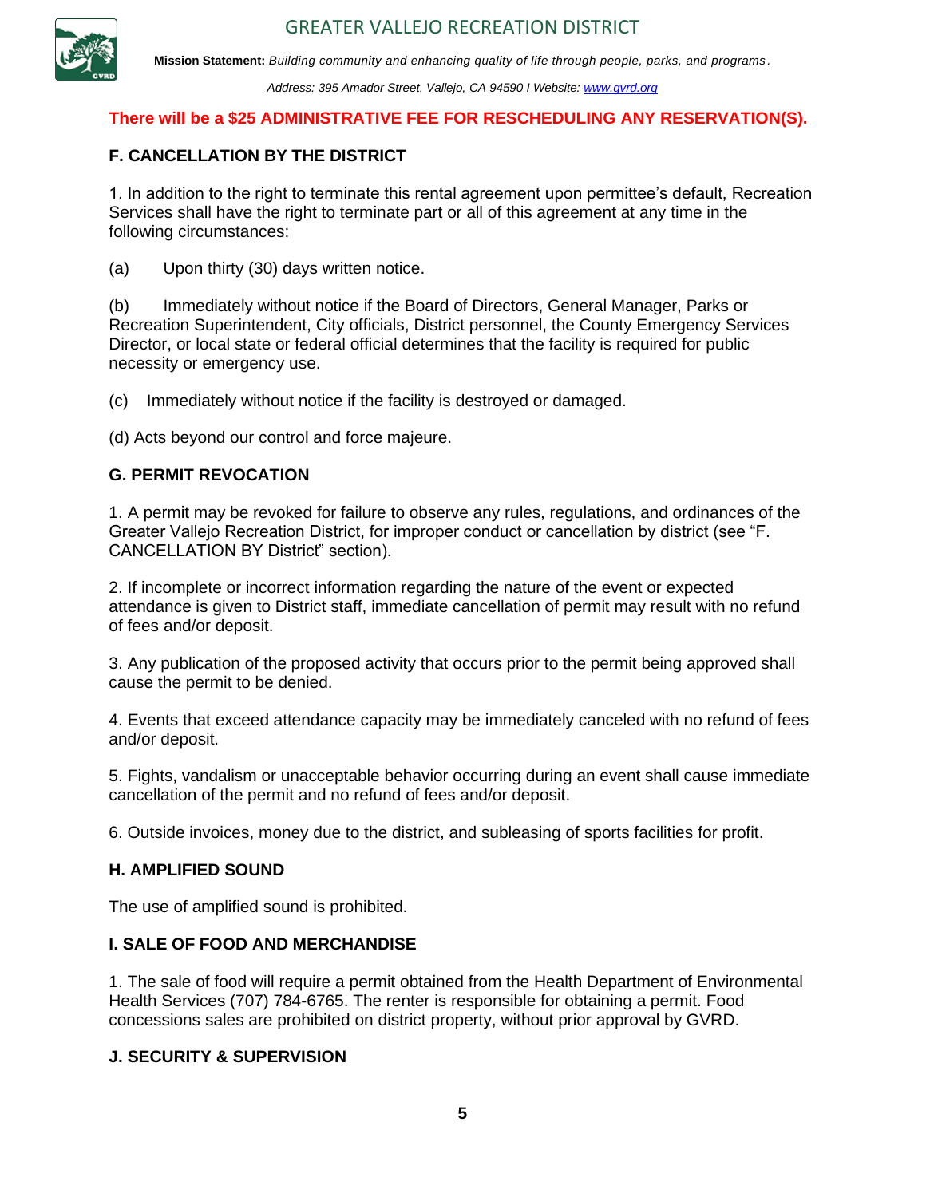**There will be a $25 ADMINISTRATIVE FEE FOR RESCHEDULING ANY RESERVATION(S).**

## F. CANCELLATION BY THE DISTRICT

1. In addition to the right to terminate this rental agreement upon permittee's default, Recreation Services shall have the right to terminate part or all of this agreement at any time in the following circumstances:

(a) Upon thirty (30) days written notice.

(b) Immediately without notice if the Board of Directors, General Manager, Parks or Recreation Superintendent, City officials, District personnel, the County Emergency Services Director, or local state or federal official determines that the facility is required for public necessity or emergency use.

(c) Immediately without notice if the facility is destroyed or damaged.

(d) Acts beyond our control and force majeure.

## G. PERMIT REVOCATION

1. A permit may be revoked for failure to observe any rules, regulations, and ordinances of the Greater Vallejo Recreation District, for improper conduct or cancellation by district (see "F. CANCELLATION BY District" section).

2. If incomplete or incorrect information regarding the nature of the event or expected attendance is given to District staff, immediate cancellation of permit may result with no refund of fees and/or deposit.

3. Any publication of the proposed activity that occurs prior to the permit being approved shall cause the permit to be denied.

4. Events that exceed attendance capacity may be immediately canceled with no refund of fees and/or deposit.

5. Fights, vandalism or unacceptable behavior occurring during an event shall cause immediate cancellation of the permit and no refund of fees and/or deposit.

6. Outside invoices, money due to the district, and subleasing of sports facilities for profit.

## H. AMPLIFIED SOUND

The use of amplified sound is prohibited.

## I. SALE OF FOOD AND MERCHANDISE

1. The sale of food will require a permit obtained from the Health Department of Environmental Health Services (707) 784-6765. The renter is responsible for obtaining a permit. Food concessions sales are prohibited on district property, without prior approval by GVRD.

## J. SECURITY & SUPERVISION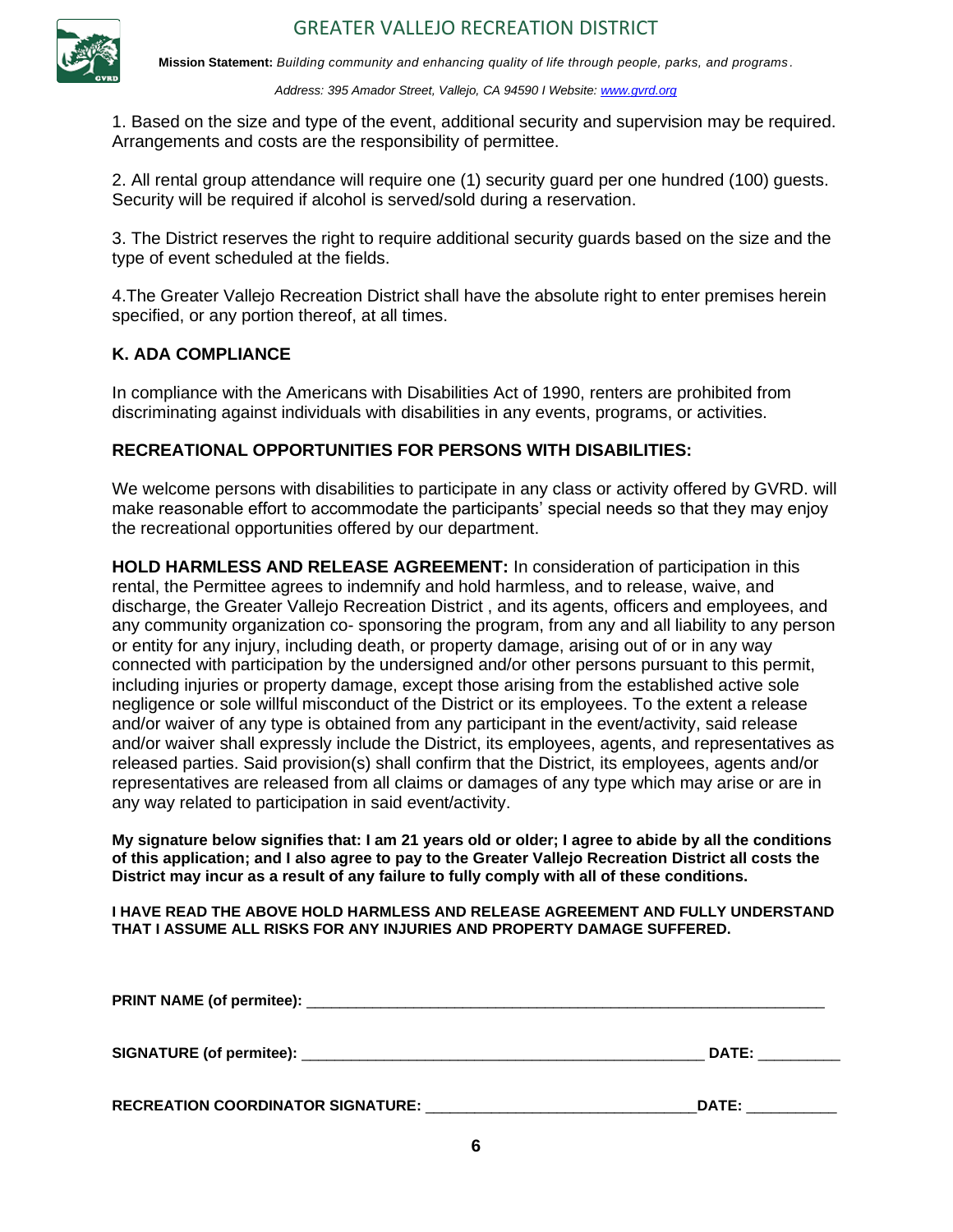1. Based on the size and type of the event, additional security and supervision may be required. Arrangements and costs are the responsibility of permittee.

2. All rental group attendance will require one (1) security guard per one hundred (100) guests. Security will be required if alcohol is served/sold during a reservation.

3. The District reserves the right to require additional security guards based on the size and the type of event scheduled at the fields.

4.The Greater Vallejo Recreation District shall have the absolute right to enter premises herein specified, or any portion thereof, at all times.

## K. ADA COMPLIANCE

In compliance with the Americans with Disabilities Act of 1990, renters are prohibited from discriminating against individuals with disabilities in any events, programs, or activities.

## RECREATIONAL OPPORTUNITIES FOR PERSONS WITH DISABILITIES:

We welcome persons with disabilities to participate in any class or activity offered by GVRD. will make reasonable effort to accommodate the participants' special needs so that they may enjoy the recreational opportunities offered by our department.

**HOLD HARMLESS AND RELEASE AGREEMENT:** In consideration of participation in this rental, the Permittee agrees to indemnify and hold harmless, and to release, waive, and discharge, the Greater Vallejo Recreation District , and its agents, officers and employees, and any community organization co- sponsoring the program, from any and all liability to any person or entity for any injury, including death, or property damage, arising out of or in any way connected with participation by the undersigned and/or other persons pursuant to this permit, including injuries or property damage, except those arising from the established active sole negligence or sole willful misconduct of the District or its employees. To the extent a release and/or waiver of any type is obtained from any participant in the event/activity, said release and/or waiver shall expressly include the District, its employees, agents, and representatives as released parties. Said provision(s) shall confirm that the District, its employees, agents and/or representatives are released from all claims or damages of any type which may arise or are in any way related to participation in said event/activity.

**My signature below signifies that: I am 21 years old or older; I agree to abide by all the conditions of this application; and I also agree to pay to the Greater Vallejo Recreation District all costs the District may incur as a result of any failure to fully comply with all of these conditions.**

**I HAVE READ THE ABOVE HOLD HARMLESS AND RELEASE AGREEMENT AND FULLY UNDERSTAND THAT I ASSUME ALL RISKS FOR ANY INJURIES AND PROPERTY DAMAGE SUFFERED.**

**PRINT NAME (of permitee):** ________________________________________________________________

**SIGNATURE (of permitee):** __________________________________________________ **DATE:** __________

**RECREATION COORDINATOR SIGNATURE:** ________________________________**DATE:** ___________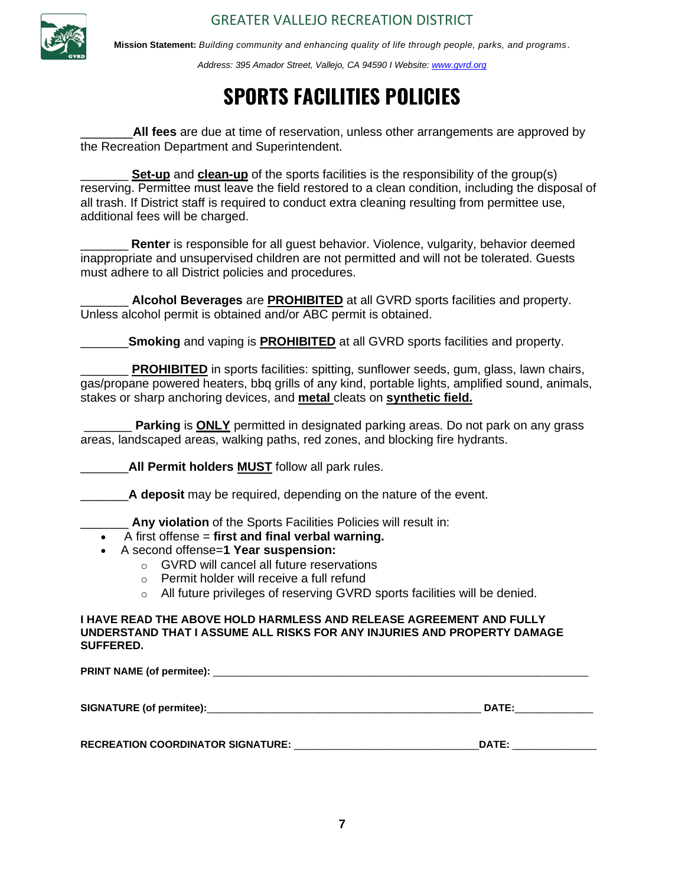GREATER VALLEJO RECREATION DISTRICT

**Mission Statement:** *Building community and enhancing quality of life through people, parks, and programs.*

*Address: 395 Amador Street, Vallejo, CA 94590 I Website: www.gvrd.org*

# SPORTS FACILITIES POLICIES

________**All fees** are due at time of reservation, unless other arrangements are approved by the Recreation Department and Superintendent.

_______ **Set-up** and **clean-up** of the sports facilities is the responsibility of the group(s) reserving. Permittee must leave the field restored to a clean condition, including the disposal of all trash. If District staff is required to conduct extra cleaning resulting from permittee use, additional fees will be charged.

_______ **Renter** is responsible for all guest behavior. Violence, vulgarity, behavior deemed inappropriate and unsupervised children are not permitted and will not be tolerated. Guests must adhere to all District policies and procedures.

_______ **Alcohol Beverages** are **PROHIBITED** at all GVRD sports facilities and property. Unless alcohol permit is obtained and/or ABC permit is obtained.

_______**Smoking** and vaping is **PROHIBITED** at all GVRD sports facilities and property.

_______ **PROHIBITED** in sports facilities: spitting, sunflower seeds, gum, glass, lawn chairs, gas/propane powered heaters, bbq grills of any kind, portable lights, amplified sound, animals, stakes or sharp anchoring devices, and **metal** cleats on **synthetic field.**

_______ **Parking** is **ONLY** permitted in designated parking areas. Do not park on any grass areas, landscaped areas, walking paths, red zones, and blocking fire hydrants.

_______**All Permit holders MUST** follow all park rules.

_______**A deposit** may be required, depending on the nature of the event.

_______ **Any violation** of the Sports Facilities Policies will result in:

- A first offense = **first and final verbal warning.**
- A second offense=**1 Year suspension:**
  - GVRD will cancel all future reservations
  - Permit holder will receive a full refund
  - All future privileges of reserving GVRD sports facilities will be denied.

**I HAVE READ THE ABOVE HOLD HARMLESS AND RELEASE AGREEMENT AND FULLY UNDERSTAND THAT I ASSUME ALL RISKS FOR ANY INJURIES AND PROPERTY DAMAGE SUFFERED.**

**PRINT NAME (of permitee):** ________________________________________________

**SIGNATURE (of permitee):**________________________________________ **DATE:**_____________

**RECREATION COORDINATOR SIGNATURE:** ____________________________**DATE:** ______________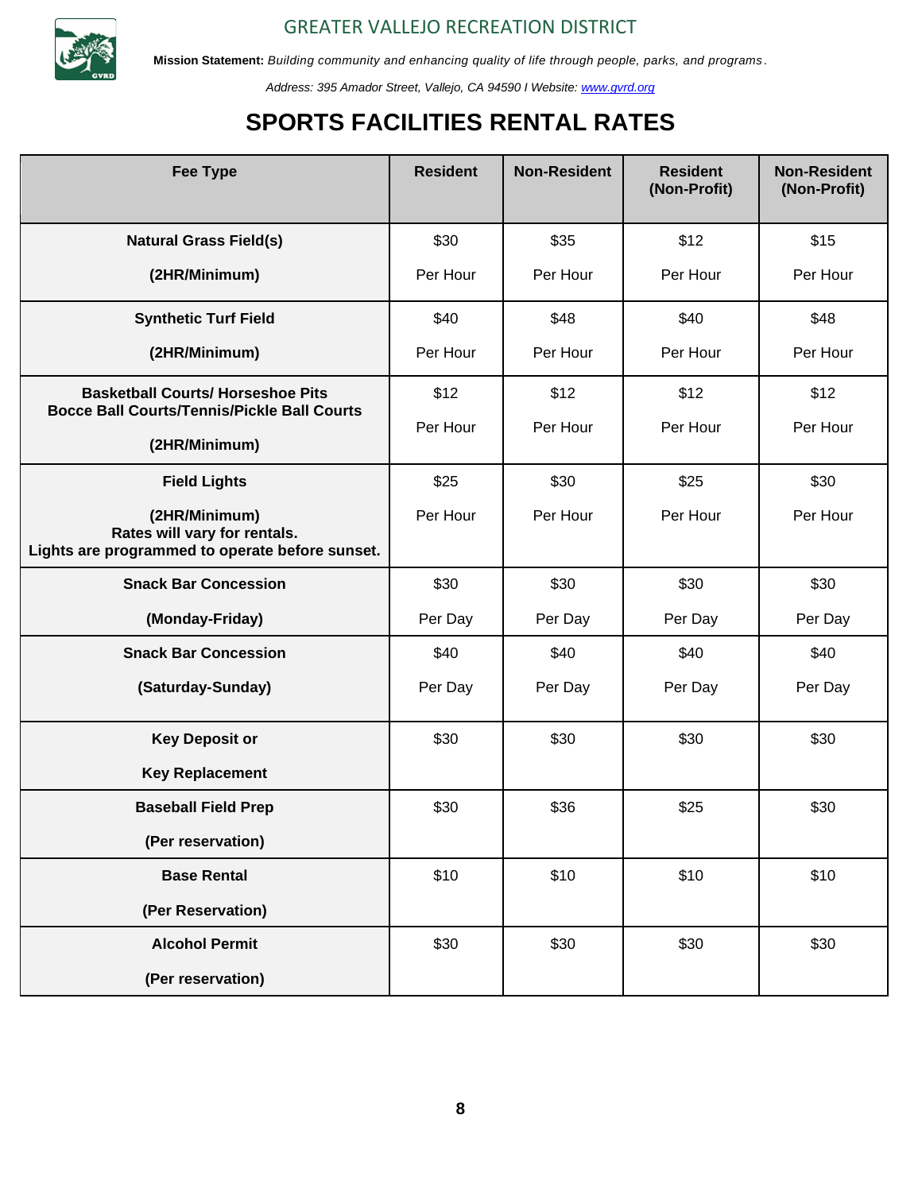GREATER VALLEJO RECREATION DISTRICT

**Mission Statement:** *Building community and enhancing quality of life through people, parks, and programs.*

*Address: 395 Amador Street, Vallejo, CA 94590 I Website: www.gvrd.org*

# SPORTS FACILITIES RENTAL RATES

| Fee Type | Resident | Non-Resident | Resident (Non-Profit) | Non-Resident (Non-Profit) |
|---|---|---|---|---|
| **Natural Grass Field(s)** **(2HR/Minimum)** | $30 Per Hour | $35 Per Hour | $12 Per Hour | $15 Per Hour |
| **Synthetic Turf Field** **(2HR/Minimum)** | $40 Per Hour | $48 Per Hour | $40 Per Hour | $48 Per Hour |
| **Basketball Courts/ Horseshoe Pits Bocce Ball Courts/Tennis/Pickle Ball Courts** **(2HR/Minimum)** | $12 Per Hour | $12 Per Hour | $12 Per Hour | $12 Per Hour |
| **Field Lights** **(2HR/Minimum) Rates will vary for rentals. Lights are programmed to operate before sunset.** | $25 Per Hour | $30 Per Hour | $25 Per Hour | $30 Per Hour |
| **Snack Bar Concession** **(Monday-Friday)** | $30 Per Day | $30 Per Day | $30 Per Day | $30 Per Day |
| **Snack Bar Concession** **(Saturday-Sunday)** | $40 Per Day | $40 Per Day | $40 Per Day | $40 Per Day |
| **Key Deposit or** **Key Replacement** | $30 | $30 | $30 | $30 |
| **Baseball Field Prep** **(Per reservation)** | $30 | $36 | $25 | $30 |
| **Base Rental** **(Per Reservation)** | $10 | $10 | $10 | $10 |
| **Alcohol Permit** **(Per reservation)** | $30 | $30 | $30 | $30 |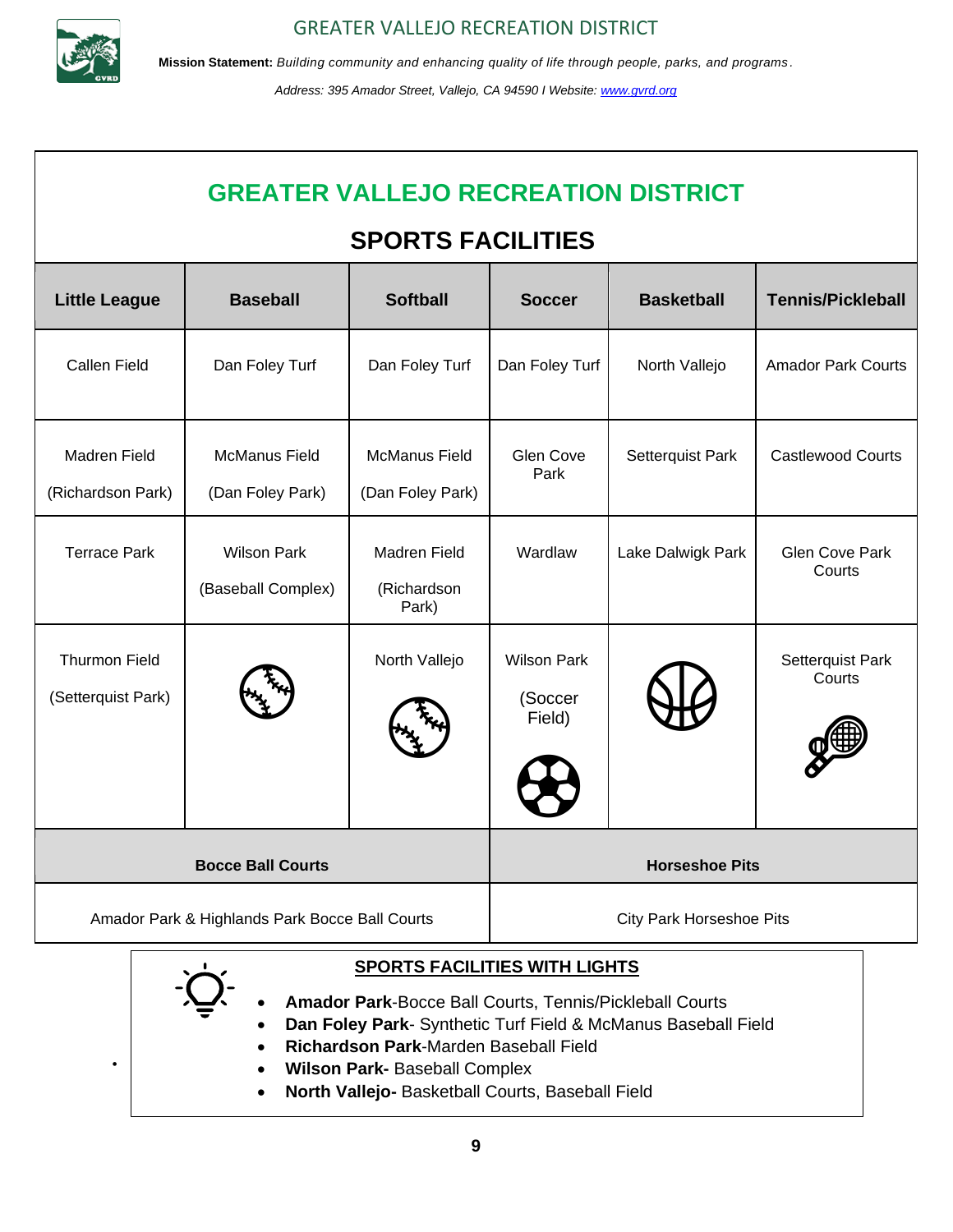GREATER VALLEJO RECREATION DISTRICT

**Mission Statement:** *Building community and enhancing quality of life through people, parks, and programs.*

*Address: 395 Amador Street, Vallejo, CA 94590 I Website: www.gvrd.org*

# GREATER VALLEJO RECREATION DISTRICT

## SPORTS FACILITIES

| Little League | Baseball | Softball | Soccer | Basketball | Tennis/Pickleball |
|---|---|---|---|---|---|
| Callen Field | Dan Foley Turf | Dan Foley Turf | Dan Foley Turf | North Vallejo | Amador Park Courts |
| Madren Field (Richardson Park) | McManus Field (Dan Foley Park) | McManus Field (Dan Foley Park) | Glen Cove Park | Setterquist Park | Castlewood Courts |
| Terrace Park | Wilson Park (Baseball Complex) | Madren Field (Richardson Park) | Wardlaw | Lake Dalwigk Park | Glen Cove Park Courts |
| Thurmon Field (Setterquist Park) | | North Vallejo | Wilson Park (Soccer Field) | | Setterquist Park Courts |

| Bocce Ball Courts | Horseshoe Pits |
|---|---|
| Amador Park & Highlands Park Bocce Ball Courts | City Park Horseshoe Pits |

### SPORTS FACILITIES WITH LIGHTS

- **Amador Park**-Bocce Ball Courts, Tennis/Pickleball Courts
- **Dan Foley Park**- Synthetic Turf Field & McManus Baseball Field
- **Richardson Park**-Marden Baseball Field
- **Wilson Park-** Baseball Complex
- **North Vallejo-** Basketball Courts, Baseball Field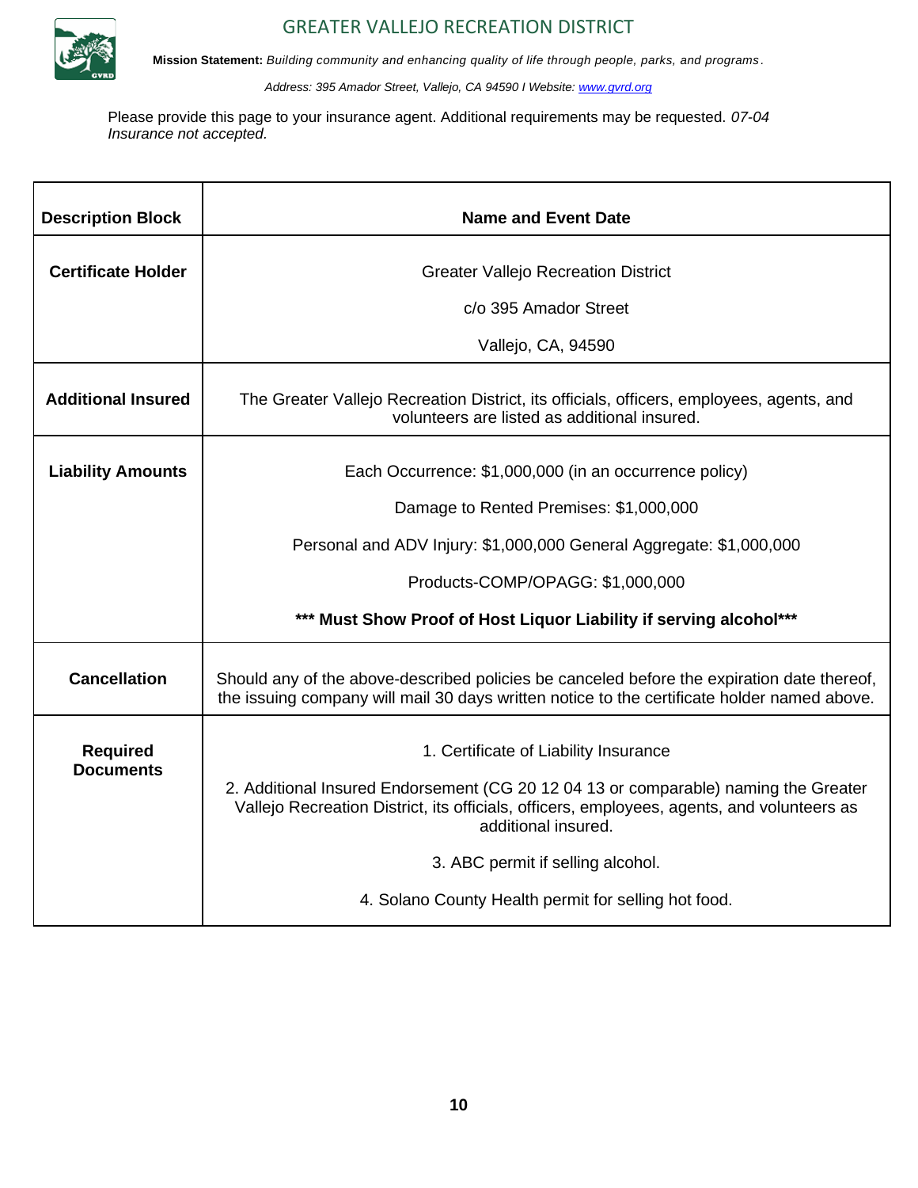# GREATER VALLEJO RECREATION DISTRICT

**Mission Statement:** *Building community and enhancing quality of life through people, parks, and programs.*

*Address: 395 Amador Street, Vallejo, CA 94590 I Website: www.gvrd.org*

Please provide this page to your insurance agent. Additional requirements may be requested. *07-04 Insurance not accepted.*

| Description Block | Name and Event Date |
|---|---|
| **Certificate Holder** | Greater Vallejo Recreation District<br>c/o 395 Amador Street<br>Vallejo, CA, 94590 |
| **Additional Insured** | The Greater Vallejo Recreation District, its officials, officers, employees, agents, and volunteers are listed as additional insured. |
| **Liability Amounts** | Each Occurrence: $1,000,000 (in an occurrence policy)<br>Damage to Rented Premises: $1,000,000<br>Personal and ADV Injury: $1,000,000 General Aggregate: $1,000,000<br>Products-COMP/OPAGG: $1,000,000<br>**\*\*\* Must Show Proof of Host Liquor Liability if serving alcohol\*\*\*** |
| **Cancellation** | Should any of the above-described policies be canceled before the expiration date thereof, the issuing company will mail 30 days written notice to the certificate holder named above. |
| **Required Documents** | 1. Certificate of Liability Insurance<br>2. Additional Insured Endorsement (CG 20 12 04 13 or comparable) naming the Greater Vallejo Recreation District, its officials, officers, employees, agents, and volunteers as additional insured.<br>3. ABC permit if selling alcohol.<br>4. Solano County Health permit for selling hot food. |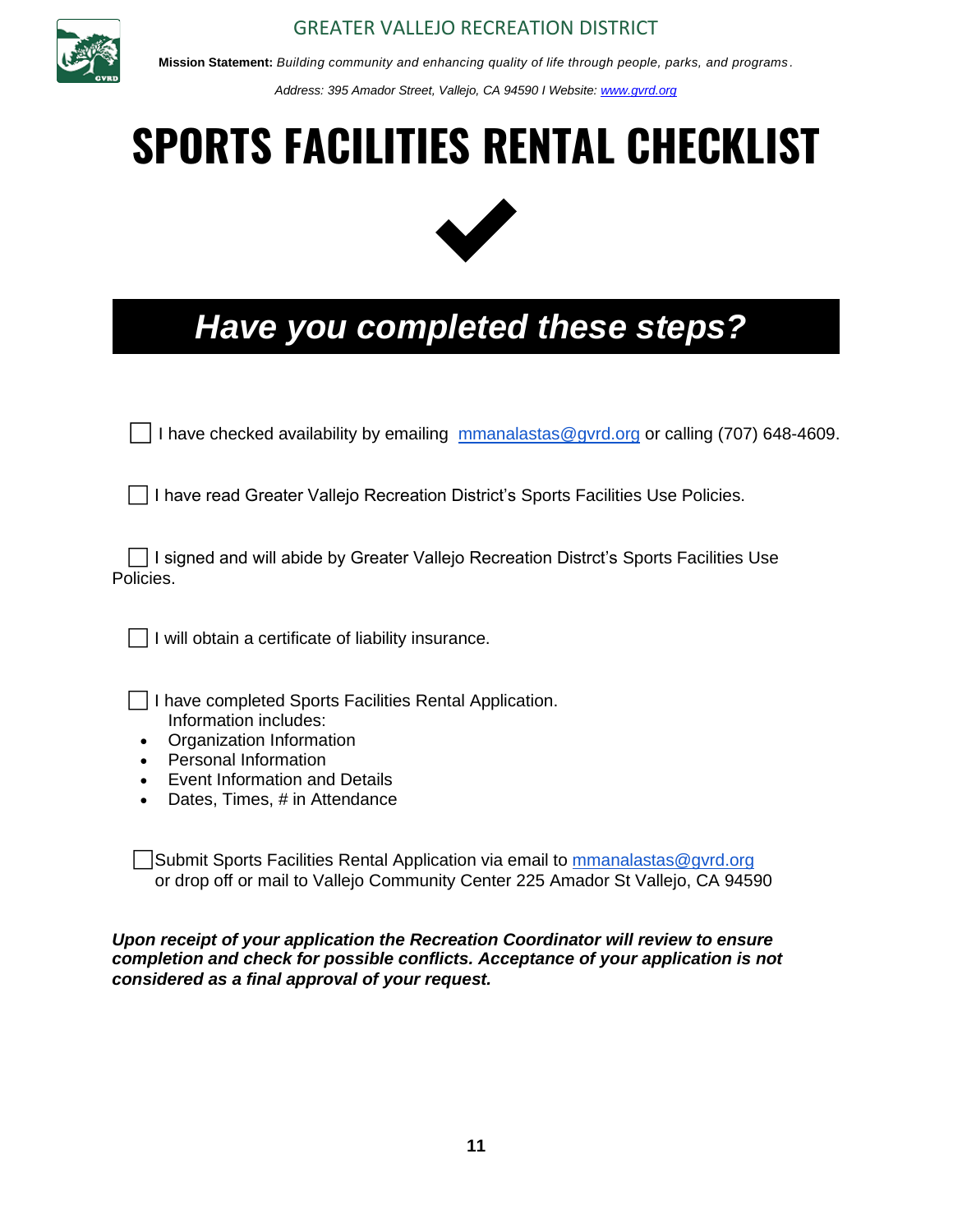GREATER VALLEJO RECREATION DISTRICT

**Mission Statement:** *Building community and enhancing quality of life through people, parks, and programs.*

*Address: 395 Amador Street, Vallejo, CA 94590 I Website: www.gvrd.org*

# SPORTS FACILITIES RENTAL CHECKLIST

## *Have you completed these steps?*

☐ I have checked availability by emailing mmanalastas@gvrd.org or calling (707) 648-4609.

☐ I have read Greater Vallejo Recreation District's Sports Facilities Use Policies.

☐ I signed and will abide by Greater Vallejo Recreation Distrct's Sports Facilities Use Policies.

☐ I will obtain a certificate of liability insurance.

☐ I have completed Sports Facilities Rental Application.
Information includes:

- Organization Information
- Personal Information
- Event Information and Details
- Dates, Times, # in Attendance

☐ Submit Sports Facilities Rental Application via email to mmanalastas@gvrd.org or drop off or mail to Vallejo Community Center 225 Amador St Vallejo, CA 94590

***Upon receipt of your application the Recreation Coordinator will review to ensure completion and check for possible conflicts. Acceptance of your application is not considered as a final approval of your request.***